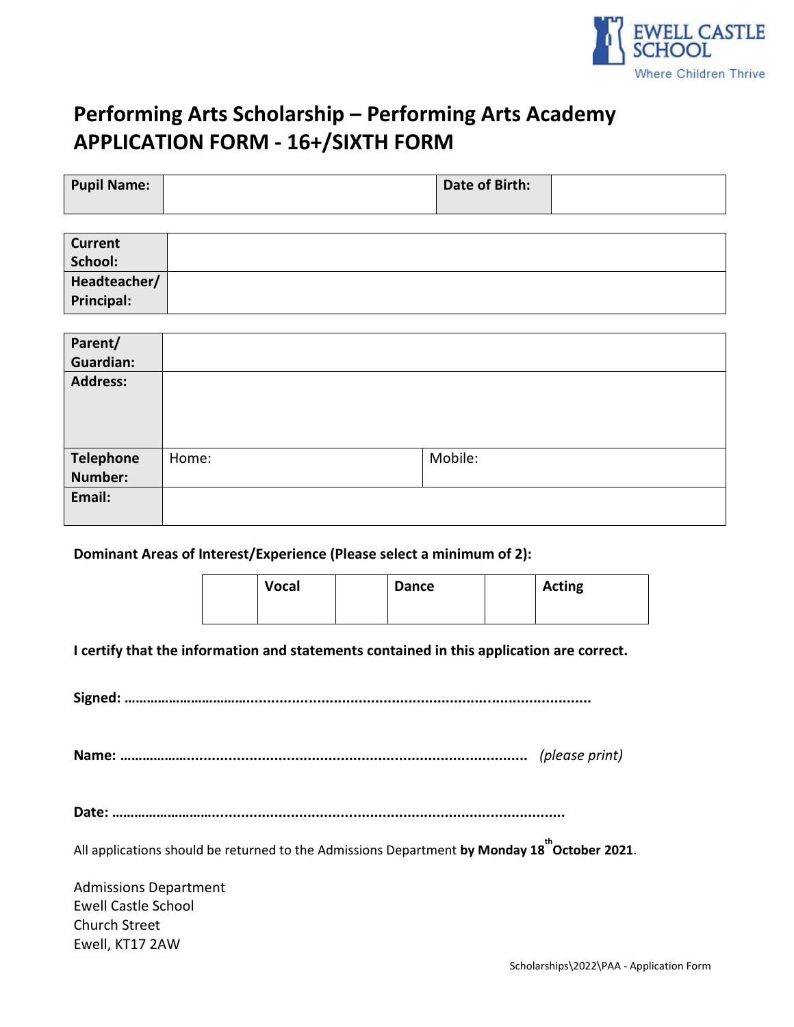EWELL CASTLE SCHOOL
Where Children Thrive

# Performing Arts Scholarship – Performing Arts Academy
# APPLICATION FORM - 16+/SIXTH FORM

| **Pupil Name:** | | **Date of Birth:** | |
|---|---|---|---|

| **Current School:** | |
|---|---|
| **Headteacher/ Principal:** | |

| **Parent/ Guardian:** | | |
|---|---|---|
| **Address:** | | |
| **Telephone Number:** | Home: | Mobile: |
| **Email:** | | |

**Dominant Areas of Interest/Experience (Please select a minimum of 2):**

| | **Vocal** | | **Dance** | | **Acting** |
|---|---|---|---|---|---|

**I certify that the information and statements contained in this application are correct.**

**Signed: ……………………………………………………………………………………………………**

**Name: ……………………………………………………………………………………** *(please print)*

**Date: ……………………………………………………………………………………………………**

All applications should be returned to the Admissions Department **by Monday 18th October 2021**.

Admissions Department
Ewell Castle School
Church Street
Ewell, KT17 2AW

Scholarships\2022\PAA - Application Form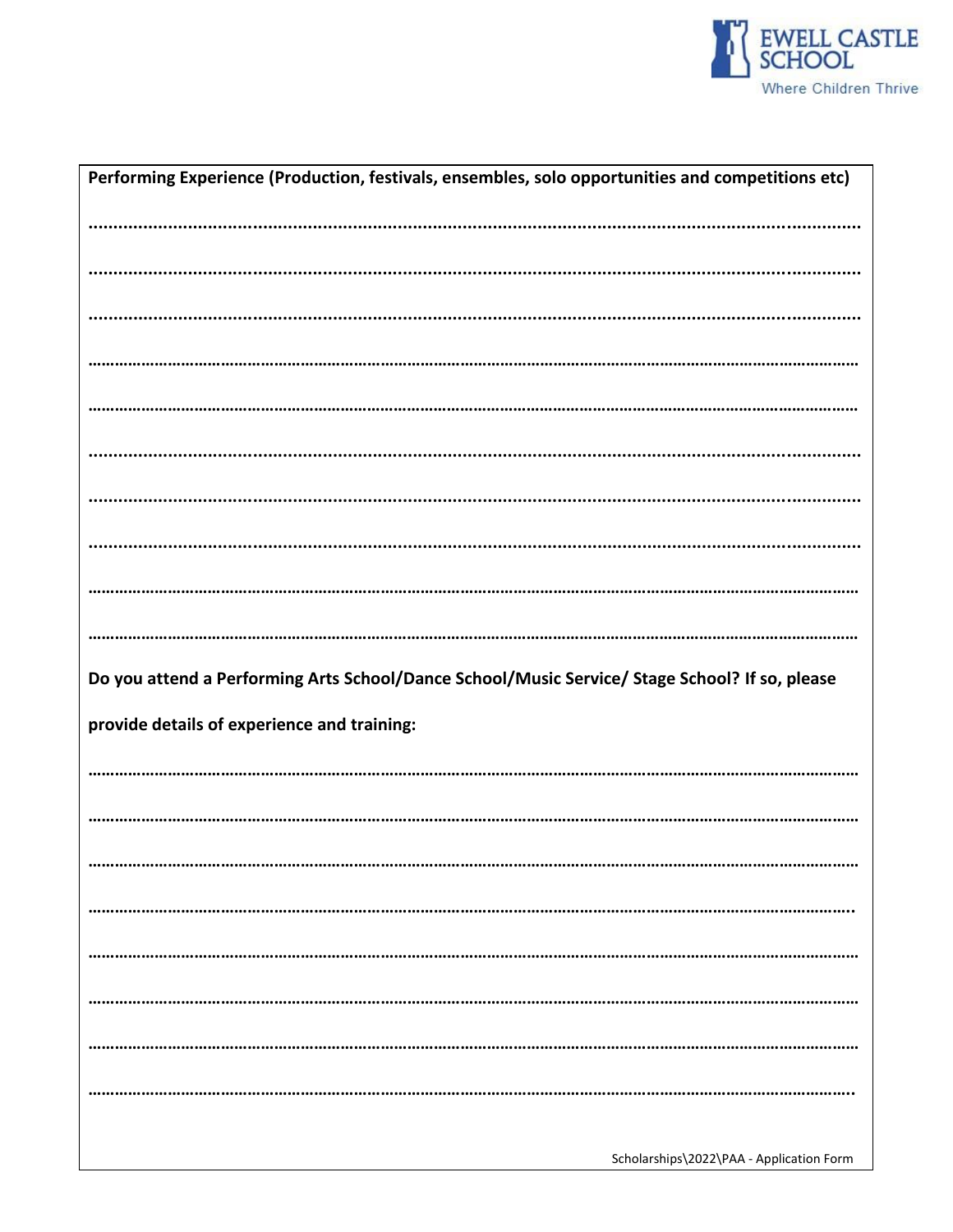**Performing Experience (Production, festivals, ensembles, solo opportunities and competitions etc)**

..........................................................................................................................................................

..........................................................................................................................................................

..........................................................................................................................................................

..........................................................................................................................................................

..........................................................................................................................................................

..........................................................................................................................................................

..........................................................................................................................................................

..........................................................................................................................................................

..........................................................................................................................................................

..........................................................................................................................................................

**Do you attend a Performing Arts School/Dance School/Music Service/ Stage School? If so, please provide details of experience and training:**

..........................................................................................................................................................

..........................................................................................................................................................

..........................................................................................................................................................

..........................................................................................................................................................

..........................................................................................................................................................

..........................................................................................................................................................

..........................................................................................................................................................

..........................................................................................................................................................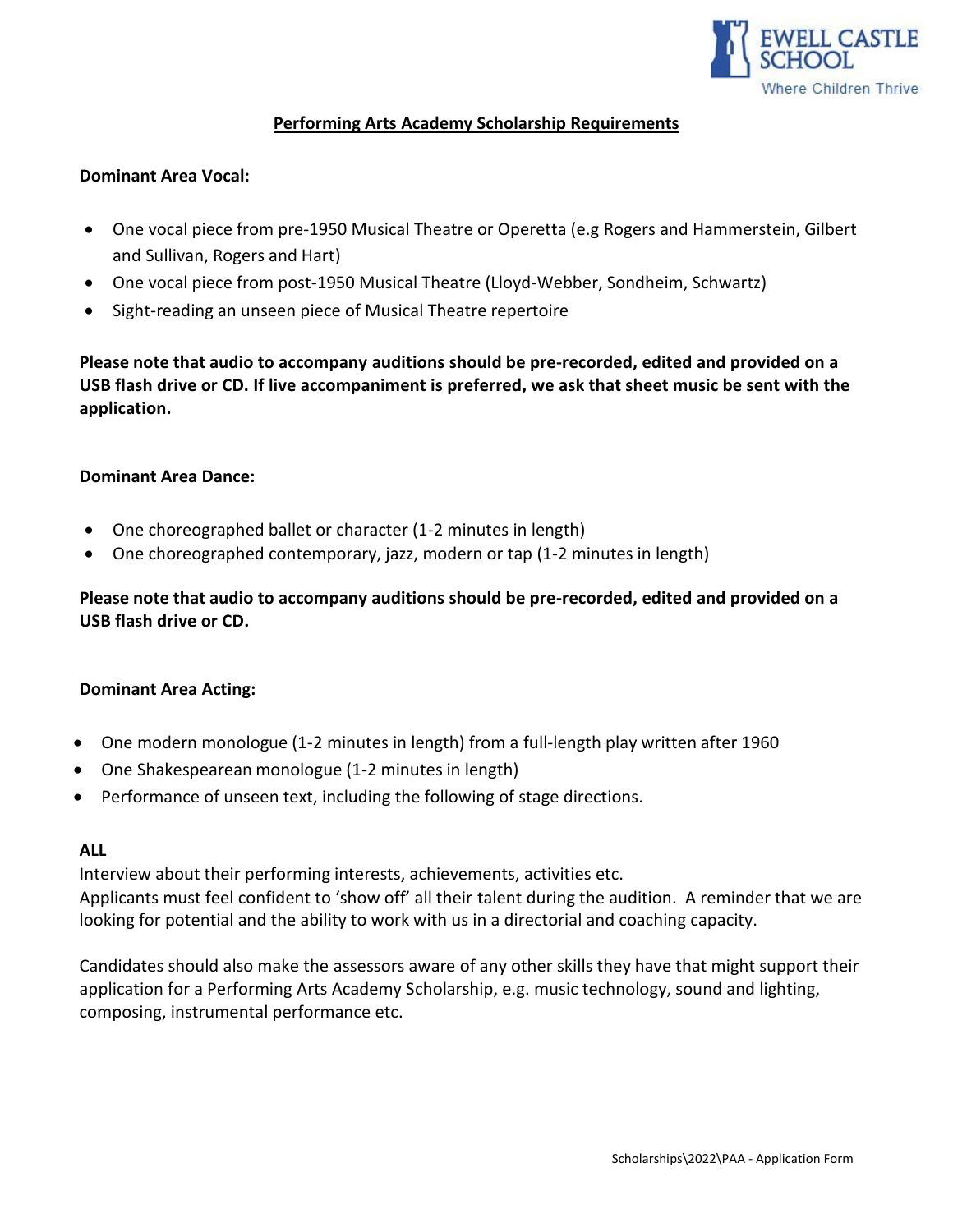## Performing Arts Academy Scholarship Requirements

**Dominant Area Vocal:**

- One vocal piece from pre-1950 Musical Theatre or Operetta (e.g Rogers and Hammerstein, Gilbert and Sullivan, Rogers and Hart)
- One vocal piece from post-1950 Musical Theatre (Lloyd-Webber, Sondheim, Schwartz)
- Sight-reading an unseen piece of Musical Theatre repertoire

**Please note that audio to accompany auditions should be pre-recorded, edited and provided on a USB flash drive or CD. If live accompaniment is preferred, we ask that sheet music be sent with the application.**

**Dominant Area Dance:**

- One choreographed ballet or character (1-2 minutes in length)
- One choreographed contemporary, jazz, modern or tap (1-2 minutes in length)

**Please note that audio to accompany auditions should be pre-recorded, edited and provided on a USB flash drive or CD.**

**Dominant Area Acting:**

- One modern monologue (1-2 minutes in length) from a full-length play written after 1960
- One Shakespearean monologue (1-2 minutes in length)
- Performance of unseen text, including the following of stage directions.

**ALL**

Interview about their performing interests, achievements, activities etc.
Applicants must feel confident to 'show off' all their talent during the audition. A reminder that we are looking for potential and the ability to work with us in a directorial and coaching capacity.

Candidates should also make the assessors aware of any other skills they have that might support their application for a Performing Arts Academy Scholarship, e.g. music technology, sound and lighting, composing, instrumental performance etc.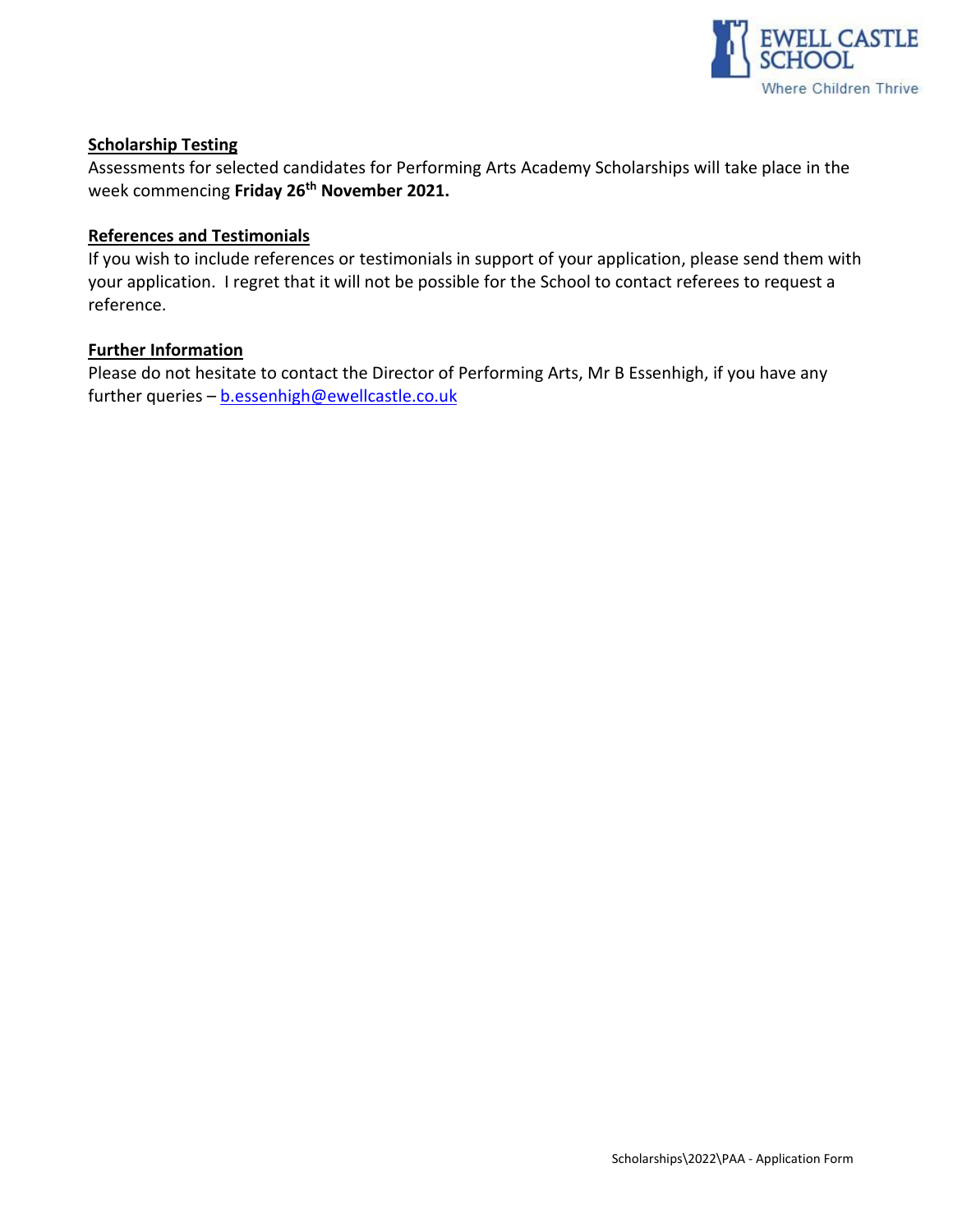**Scholarship Testing**

Assessments for selected candidates for Performing Arts Academy Scholarships will take place in the week commencing **Friday 26th November 2021.**

**References and Testimonials**

If you wish to include references or testimonials in support of your application, please send them with your application. I regret that it will not be possible for the School to contact referees to request a reference.

**Further Information**

Please do not hesitate to contact the Director of Performing Arts, Mr B Essenhigh, if you have any further queries – b.essenhigh@ewellcastle.co.uk